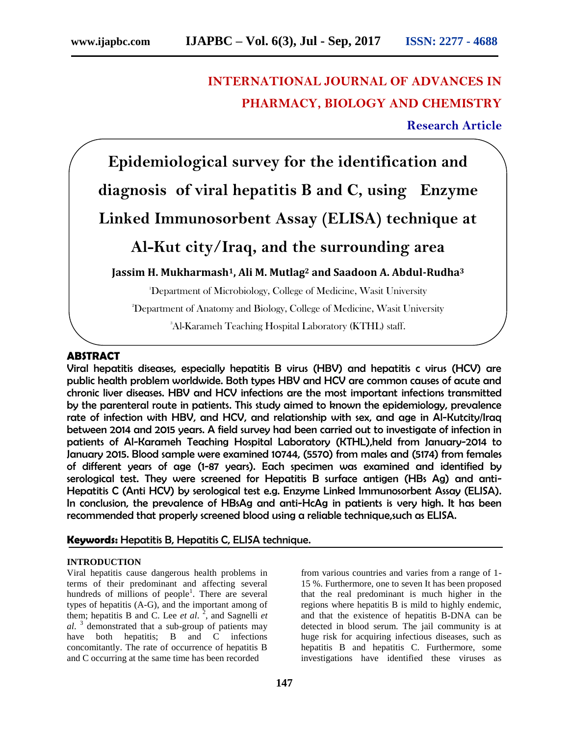# INTERNATIONAL JOURNAL OF ADVANCES IN PHARMACY, BIOLOGY AND CHEMISTRY

**Research Article**

# Epidemiological survey for the identification and diagnosis of viral hepatitis B and C, using Enzyme Linked Immunosorbent Assay (ELISA) technique at Al-Kut city/Iraq, and the surrounding area

**Jassim H. Mukharmash[1], Ali M. Mutlag[2] and Saadoon A. Abdul-Rudha[3]**

[1]Department of Microbiology, College of Medicine, Wasit University

[2]Department of Anatomy and Biology, College of Medicine, Wasit University

[3]Al-Karameh Teaching Hospital Laboratory (KTHL) staff.

## ABSTRACT

**Viral hepatitis diseases, especially hepatitis B virus (HBV) and hepatitis c virus (HCV) are public health problem worldwide. Both types HBV and HCV are common causes of acute and chronic liver diseases. HBV and HCV infections are the most important infections transmitted by the parenteral route in patients. This study aimed to known the epidemiology, prevalence rate of infection with HBV, and HCV, and relationship with sex, and age in Al-Kutcity/Iraq between 2014 and 2015 years. A field survey had been carried out to investigate of infection in patients of Al-Karameh Teaching Hospital Laboratory (KTHL),held from January-2014 to January 2015. Blood sample were examined 10744, (5570) from males and (5174) from females of different years of age (1-87 years). Each specimen was examined and identified by serological test. They were screened for Hepatitis B surface antigen (HBs Ag) and anti-Hepatitis C (Anti HCV) by serological test e.g. Enzyme Linked Immunosorbent Assay (ELISA). In conclusion, the prevalence of HBsAg and anti-HcAg in patients is very high. It has been recommended that properly screened blood using a reliable technique,such as ELISA.**

**Keywords:** Hepatitis B, Hepatitis C, ELISA technique.

## INTRODUCTION

Viral hepatitis cause dangerous health problems in terms of their predominant and affecting several hundreds of millions of people[1]. There are several types of hepatitis (A-G), and the important among of them; hepatitis B and C. Lee *et al.* [2], and Sagnelli *et al.* [3] demonstrated that a sub-group of patients may have both hepatitis; B and C infections concomitantly. The rate of occurrence of hepatitis B and C occurring at the same time has been recorded from various countries and varies from a range of 1-15 %. Furthermore, one to seven It has been proposed that the real predominant is much higher in the regions where hepatitis B is mild to highly endemic, and that the existence of hepatitis B-DNA can be detected in blood serum. The jail community is at huge risk for acquiring infectious diseases, such as hepatitis B and hepatitis C. Furthermore, some investigations have identified these viruses as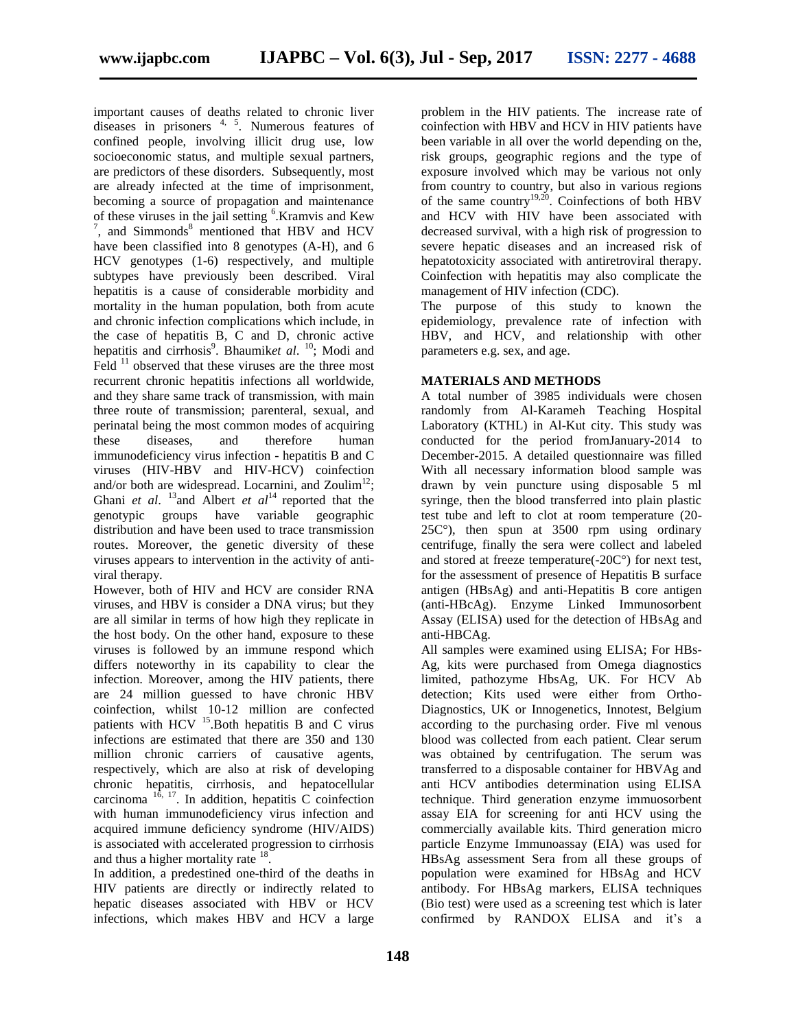important causes of deaths related to chronic liver diseases in prisoners [4, 5]. Numerous features of confined people, involving illicit drug use, low socioeconomic status, and multiple sexual partners, are predictors of these disorders. Subsequently, most are already infected at the time of imprisonment, becoming a source of propagation and maintenance of these viruses in the jail setting [6].Kramvis and Kew [7], and Simmonds[8] mentioned that HBV and HCV have been classified into 8 genotypes (A-H), and 6 HCV genotypes (1-6) respectively, and multiple subtypes have previously been described. Viral hepatitis is a cause of considerable morbidity and mortality in the human population, both from acute and chronic infection complications which include, in the case of hepatitis B, C and D, chronic active hepatitis and cirrhosis[9]. Bhaumik*et al.* [10]; Modi and Feld [11] observed that these viruses are the three most recurrent chronic hepatitis infections all worldwide, and they share same track of transmission, with main three route of transmission; parenteral, sexual, and perinatal being the most common modes of acquiring these diseases, and therefore human immunodeficiency virus infection - hepatitis B and C viruses (HIV-HBV and HIV-HCV) coinfection and/or both are widespread. Locarnini, and Zoulim[12]; Ghani *et al*. [13]and Albert *et al*[14] reported that the genotypic groups have variable geographic distribution and have been used to trace transmission routes. Moreover, the genetic diversity of these viruses appears to intervention in the activity of anti-viral therapy.

However, both of HIV and HCV are consider RNA viruses, and HBV is consider a DNA virus; but they are all similar in terms of how high they replicate in the host body. On the other hand, exposure to these viruses is followed by an immune respond which differs noteworthy in its capability to clear the infection. Moreover, among the HIV patients, there are 24 million guessed to have chronic HBV coinfection, whilst 10-12 million are confected patients with HCV [15].Both hepatitis B and C virus infections are estimated that there are 350 and 130 million chronic carriers of causative agents, respectively, which are also at risk of developing chronic hepatitis, cirrhosis, and hepatocellular carcinoma [16, 17]. In addition, hepatitis C coinfection with human immunodeficiency virus infection and acquired immune deficiency syndrome (HIV/AIDS) is associated with accelerated progression to cirrhosis and thus a higher mortality rate [18].

In addition, a predestined one-third of the deaths in HIV patients are directly or indirectly related to hepatic diseases associated with HBV or HCV infections, which makes HBV and HCV a large problem in the HIV patients. The increase rate of coinfection with HBV and HCV in HIV patients have been variable in all over the world depending on the, risk groups, geographic regions and the type of exposure involved which may be various not only from country to country, but also in various regions of the same country[19,20]. Coinfections of both HBV and HCV with HIV have been associated with decreased survival, with a high risk of progression to severe hepatic diseases and an increased risk of hepatotoxicity associated with antiretroviral therapy. Coinfection with hepatitis may also complicate the management of HIV infection (CDC).

The purpose of this study to known the epidemiology, prevalence rate of infection with HBV, and HCV, and relationship with other parameters e.g. sex, and age.

## MATERIALS AND METHODS

A total number of 3985 individuals were chosen randomly from Al-Karameh Teaching Hospital Laboratory (KTHL) in Al-Kut city. This study was conducted for the period fromJanuary-2014 to December-2015. A detailed questionnaire was filled With all necessary information blood sample was drawn by vein puncture using disposable 5 ml syringe, then the blood transferred into plain plastic test tube and left to clot at room temperature (20-25C°), then spun at 3500 rpm using ordinary centrifuge, finally the sera were collect and labeled and stored at freeze temperature(-20C°) for next test, for the assessment of presence of Hepatitis B surface antigen (HBsAg) and anti-Hepatitis B core antigen (anti-HBcAg). Enzyme Linked Immunosorbent Assay (ELISA) used for the detection of HBsAg and anti-HBCAg.

All samples were examined using ELISA; For HBs-Ag, kits were purchased from Omega diagnostics limited, pathozyme HbsAg, UK. For HCV Ab detection; Kits used were either from Ortho-Diagnostics, UK or Innogenetics, Innotest, Belgium according to the purchasing order. Five ml venous blood was collected from each patient. Clear serum was obtained by centrifugation. The serum was transferred to a disposable container for HBVAg and anti HCV antibodies determination using ELISA technique. Third generation enzyme immuosorbent assay EIA for screening for anti HCV using the commercially available kits. Third generation micro particle Enzyme Immunoassay (EIA) was used for HBsAg assessment Sera from all these groups of population were examined for HBsAg and HCV antibody. For HBsAg markers, ELISA techniques (Bio test) were used as a screening test which is later confirmed by RANDOX ELISA and it's a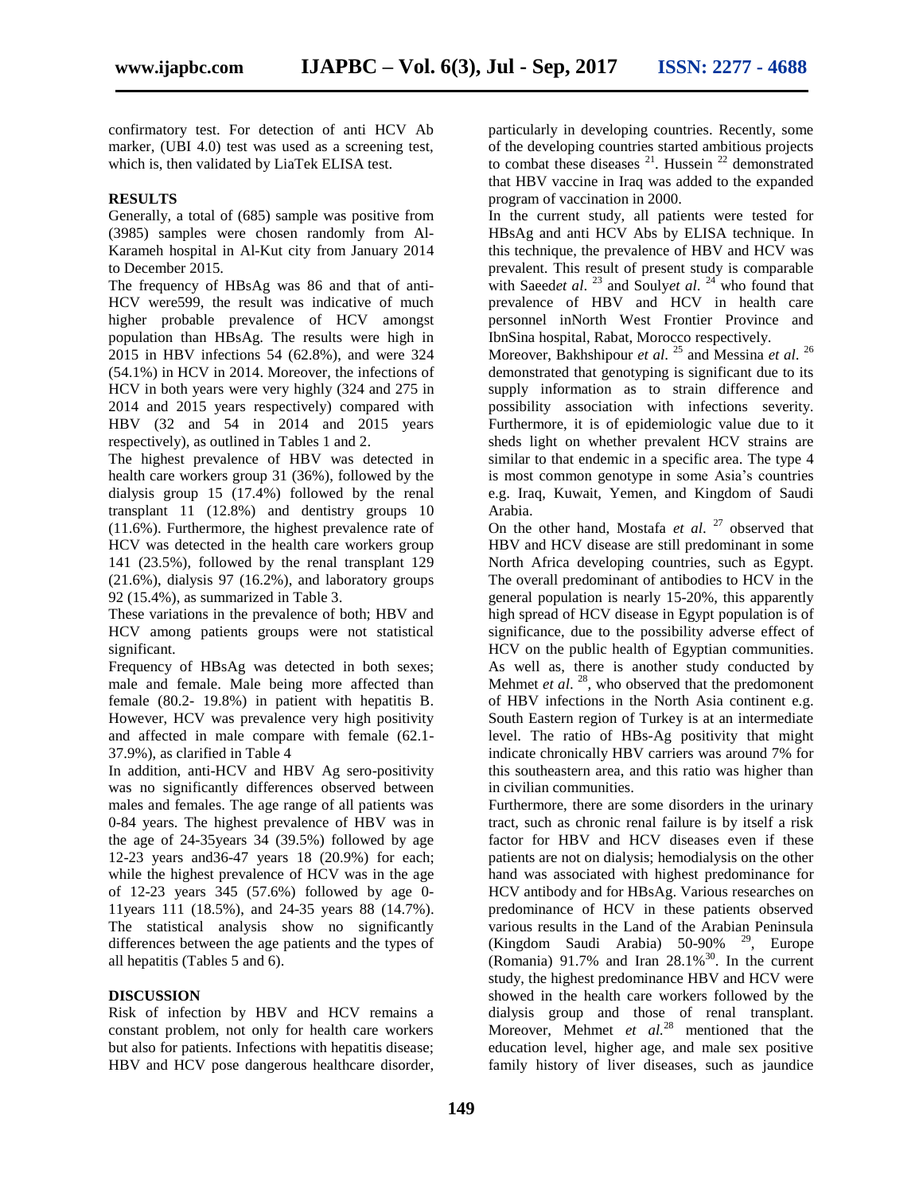confirmatory test. For detection of anti HCV Ab marker, (UBI 4.0) test was used as a screening test, which is, then validated by LiaTek ELISA test.

## RESULTS

Generally, a total of (685) sample was positive from (3985) samples were chosen randomly from Al-Karameh hospital in Al-Kut city from January 2014 to December 2015.

The frequency of HBsAg was 86 and that of anti-HCV were599, the result was indicative of much higher probable prevalence of HCV amongst population than HBsAg. The results were high in 2015 in HBV infections 54 (62.8%), and were 324 (54.1%) in HCV in 2014. Moreover, the infections of HCV in both years were very highly (324 and 275 in 2014 and 2015 years respectively) compared with HBV (32 and 54 in 2014 and 2015 years respectively), as outlined in Tables 1 and 2.

The highest prevalence of HBV was detected in health care workers group 31 (36%), followed by the dialysis group 15 (17.4%) followed by the renal transplant 11 (12.8%) and dentistry groups 10 (11.6%). Furthermore, the highest prevalence rate of HCV was detected in the health care workers group 141 (23.5%), followed by the renal transplant 129 (21.6%), dialysis 97 (16.2%), and laboratory groups 92 (15.4%), as summarized in Table 3.

These variations in the prevalence of both; HBV and HCV among patients groups were not statistical significant.

Frequency of HBsAg was detected in both sexes; male and female. Male being more affected than female (80.2- 19.8%) in patient with hepatitis B. However, HCV was prevalence very high positivity and affected in male compare with female (62.1-37.9%), as clarified in Table 4

In addition, anti-HCV and HBV Ag sero-positivity was no significantly differences observed between males and females. The age range of all patients was 0-84 years. The highest prevalence of HBV was in the age of 24-35years 34 (39.5%) followed by age 12-23 years and36-47 years 18 (20.9%) for each; while the highest prevalence of HCV was in the age of 12-23 years 345 (57.6%) followed by age 0-11years 111 (18.5%), and 24-35 years 88 (14.7%). The statistical analysis show no significantly differences between the age patients and the types of all hepatitis (Tables 5 and 6).

## DISCUSSION

Risk of infection by HBV and HCV remains a constant problem, not only for health care workers but also for patients. Infections with hepatitis disease; HBV and HCV pose dangerous healthcare disorder, particularly in developing countries. Recently, some of the developing countries started ambitious projects to combat these diseases [21]. Hussein [22] demonstrated that HBV vaccine in Iraq was added to the expanded program of vaccination in 2000.

In the current study, all patients were tested for HBsAg and anti HCV Abs by ELISA technique. In this technique, the prevalence of HBV and HCV was prevalent. This result of present study is comparable with Saeed*et al*. [23] and Souly*et al*. [24] who found that prevalence of HBV and HCV in health care personnel inNorth West Frontier Province and IbnSina hospital, Rabat, Morocco respectively.

Moreover, Bakhshipour *et al*. [25] and Messina *et al*. [26] demonstrated that genotyping is significant due to its supply information as to strain difference and possibility association with infections severity. Furthermore, it is of epidemiologic value due to it sheds light on whether prevalent HCV strains are similar to that endemic in a specific area. The type 4 is most common genotype in some Asia's countries e.g. Iraq, Kuwait, Yemen, and Kingdom of Saudi Arabia.

On the other hand, Mostafa *et al*. [27] observed that HBV and HCV disease are still predominant in some North Africa developing countries, such as Egypt. The overall predominant of antibodies to HCV in the general population is nearly 15-20%, this apparently high spread of HCV disease in Egypt population is of significance, due to the possibility adverse effect of HCV on the public health of Egyptian communities. As well as, there is another study conducted by Mehmet *et al*. [28], who observed that the predomonent of HBV infections in the North Asia continent e.g. South Eastern region of Turkey is at an intermediate level. The ratio of HBs-Ag positivity that might indicate chronically HBV carriers was around 7% for this southeastern area, and this ratio was higher than in civilian communities.

Furthermore, there are some disorders in the urinary tract, such as chronic renal failure is by itself a risk factor for HBV and HCV diseases even if these patients are not on dialysis; hemodialysis on the other hand was associated with highest predominance for HCV antibody and for HBsAg. Various researches on predominance of HCV in these patients observed various results in the Land of the Arabian Peninsula (Kingdom Saudi Arabia) 50-90% [29], Europe (Romania) 91.7% and Iran 28.1%[30]. In the current study, the highest predominance HBV and HCV were showed in the health care workers followed by the dialysis group and those of renal transplant. Moreover, Mehmet *et al.*[28] mentioned that the education level, higher age, and male sex positive family history of liver diseases, such as jaundice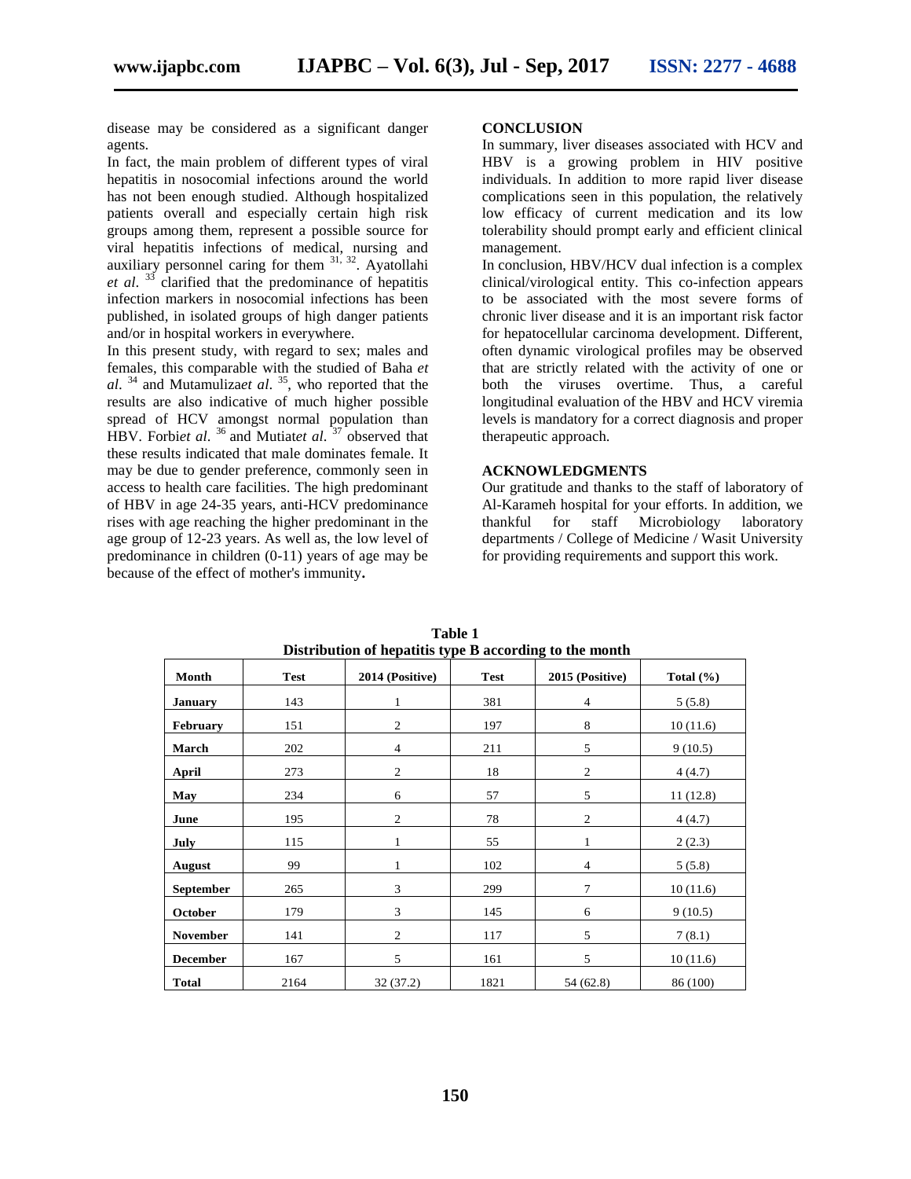disease may be considered as a significant danger agents.

In fact, the main problem of different types of viral hepatitis in nosocomial infections around the world has not been enough studied. Although hospitalized patients overall and especially certain high risk groups among them, represent a possible source for viral hepatitis infections of medical, nursing and auxiliary personnel caring for them [31, 32]. Ayatollahi *et al*. [33] clarified that the predominance of hepatitis infection markers in nosocomial infections has been published, in isolated groups of high danger patients and/or in hospital workers in everywhere.

In this present study, with regard to sex; males and females, this comparable with the studied of Baha *et al*. [34] and Mutamuliza*et al*. [35], who reported that the results are also indicative of much higher possible spread of HCV amongst normal population than HBV. Forbi*et al*. [36] and Mutiat*et al*. [37] observed that these results indicated that male dominates female. It may be due to gender preference, commonly seen in access to health care facilities. The high predominant of HBV in age 24-35 years, anti-HCV predominance rises with age reaching the higher predominant in the age group of 12-23 years. As well as, the low level of predominance in children (0-11) years of age may be because of the effect of mother's immunity**.**

## CONCLUSION

In summary, liver diseases associated with HCV and HBV is a growing problem in HIV positive individuals. In addition to more rapid liver disease complications seen in this population, the relatively low efficacy of current medication and its low tolerability should prompt early and efficient clinical management.

In conclusion, HBV/HCV dual infection is a complex clinical/virological entity. This co-infection appears to be associated with the most severe forms of chronic liver disease and it is an important risk factor for hepatocellular carcinoma development. Different, often dynamic virological profiles may be observed that are strictly related with the activity of one or both the viruses overtime. Thus, a careful longitudinal evaluation of the HBV and HCV viremia levels is mandatory for a correct diagnosis and proper therapeutic approach.

## ACKNOWLEDGMENTS

Our gratitude and thanks to the staff of laboratory of Al-Karameh hospital for your efforts. In addition, we thankful for staff Microbiology laboratory departments / College of Medicine / Wasit University for providing requirements and support this work.

**Table 1**
**Distribution of hepatitis type B according to the month**

| Month | Test | 2014 (Positive) | Test | 2015 (Positive) | Total (%) |
|---|---|---|---|---|---|
| **January** | 143 | 1 | 381 | 4 | 5 (5.8) |
| **February** | 151 | 2 | 197 | 8 | 10 (11.6) |
| **March** | 202 | 4 | 211 | 5 | 9 (10.5) |
| **April** | 273 | 2 | 18 | 2 | 4 (4.7) |
| **May** | 234 | 6 | 57 | 5 | 11 (12.8) |
| **June** | 195 | 2 | 78 | 2 | 4 (4.7) |
| **July** | 115 | 1 | 55 | 1 | 2 (2.3) |
| **August** | 99 | 1 | 102 | 4 | 5 (5.8) |
| **September** | 265 | 3 | 299 | 7 | 10 (11.6) |
| **October** | 179 | 3 | 145 | 6 | 9 (10.5) |
| **November** | 141 | 2 | 117 | 5 | 7 (8.1) |
| **December** | 167 | 5 | 161 | 5 | 10 (11.6) |
| **Total** | 2164 | 32 (37.2) | 1821 | 54 (62.8) | 86 (100) |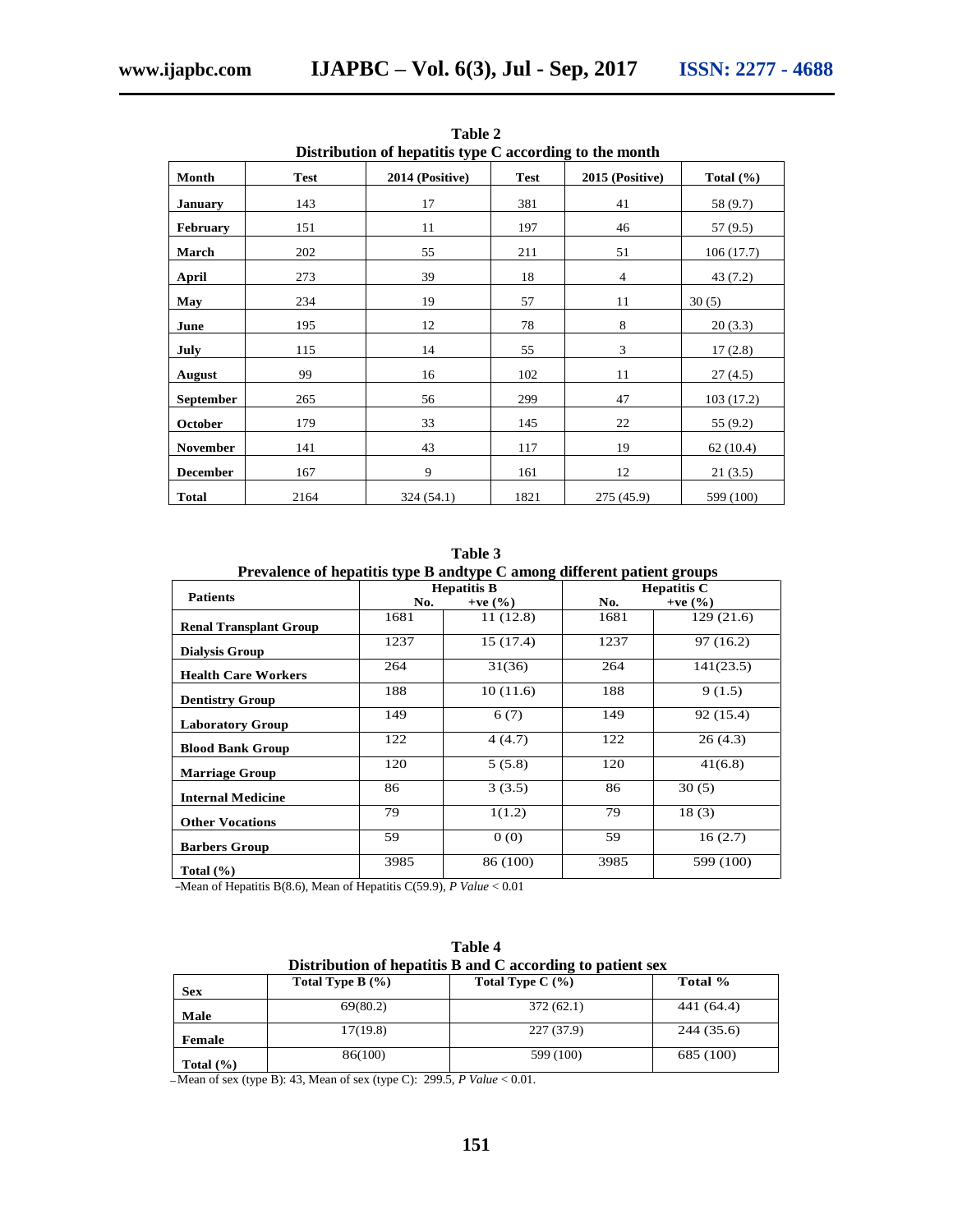**Table 2**
**Distribution of hepatitis type C according to the month**

| Month | Test | 2014 (Positive) | Test | 2015 (Positive) | Total (%) |
|---|---|---|---|---|---|
| January | 143 | 17 | 381 | 41 | 58 (9.7) |
| February | 151 | 11 | 197 | 46 | 57 (9.5) |
| March | 202 | 55 | 211 | 51 | 106 (17.7) |
| April | 273 | 39 | 18 | 4 | 43 (7.2) |
| May | 234 | 19 | 57 | 11 | 30 (5) |
| June | 195 | 12 | 78 | 8 | 20 (3.3) |
| July | 115 | 14 | 55 | 3 | 17 (2.8) |
| August | 99 | 16 | 102 | 11 | 27 (4.5) |
| September | 265 | 56 | 299 | 47 | 103 (17.2) |
| October | 179 | 33 | 145 | 22 | 55 (9.2) |
| November | 141 | 43 | 117 | 19 | 62 (10.4) |
| December | 167 | 9 | 161 | 12 | 21 (3.5) |
| Total | 2164 | 324 (54.1) | 1821 | 275 (45.9) | 599 (100) |

**Table 3**
**Prevalence of hepatitis type B andtype C among different patient groups**

| Patients | Hepatitis B | | Hepatitis C | |
|---|---|---|---|---|
| | No. | +ve (%) | No. | +ve (%) |
| Renal Transplant Group | 1681 | 11 (12.8) | 1681 | 129 (21.6) |
| Dialysis Group | 1237 | 15 (17.4) | 1237 | 97 (16.2) |
| Health Care Workers | 264 | 31(36) | 264 | 141(23.5) |
| Dentistry Group | 188 | 10 (11.6) | 188 | 9 (1.5) |
| Laboratory Group | 149 | 6 (7) | 149 | 92 (15.4) |
| Blood Bank Group | 122 | 4 (4.7) | 122 | 26 (4.3) |
| Marriage Group | 120 | 5 (5.8) | 120 | 41(6.8) |
| Internal Medicine | 86 | 3 (3.5) | 86 | 30 (5) |
| Other Vocations | 79 | 1(1.2) | 79 | 18 (3) |
| Barbers Group | 59 | 0 (0) | 59 | 16 (2.7) |
| Total (%) | 3985 | 86 (100) | 3985 | 599 (100) |

-Mean of Hepatitis B(8.6), Mean of Hepatitis C(59.9), *P Value* < 0.01

**Table 4**
**Distribution of hepatitis B and C according to patient sex**

| Sex | Total Type B (%) | Total Type C (%) | Total % |
|---|---|---|---|
| Male | 69(80.2) | 372 (62.1) | 441 (64.4) |
| Female | 17(19.8) | 227 (37.9) | 244 (35.6) |
| Total (%) | 86(100) | 599 (100) | 685 (100) |

-Mean of sex (type B): 43, Mean of sex (type C): 299.5, *P Value* < 0.01.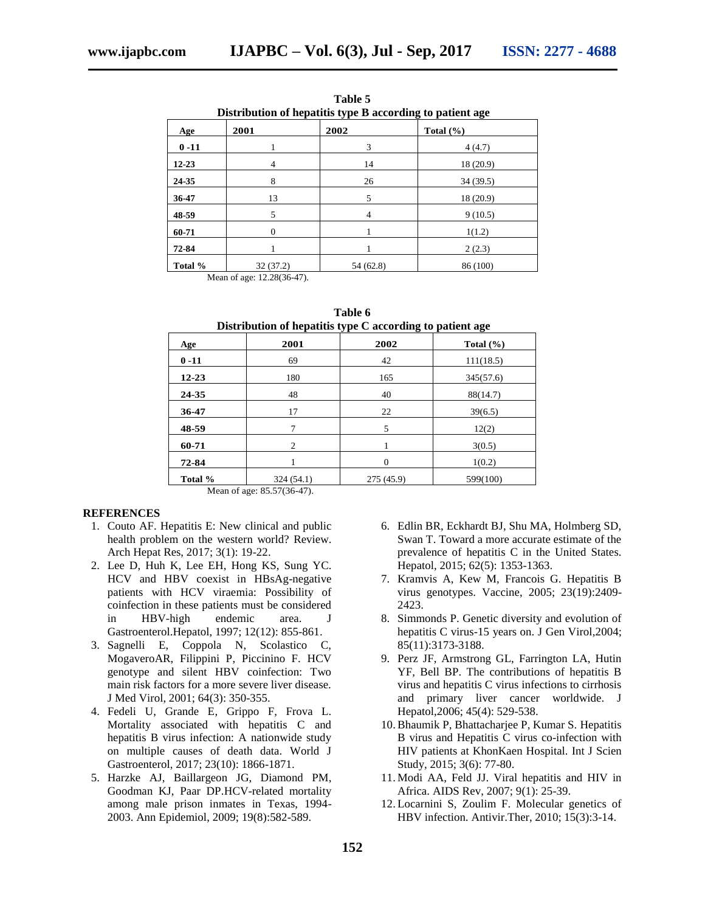**Table 5**
**Distribution of hepatitis type B according to patient age**

| Age | 2001 | 2002 | Total (%) |
|---|---|---|---|
| 0 -11 | 1 | 3 | 4 (4.7) |
| 12-23 | 4 | 14 | 18 (20.9) |
| 24-35 | 8 | 26 | 34 (39.5) |
| 36-47 | 13 | 5 | 18 (20.9) |
| 48-59 | 5 | 4 | 9 (10.5) |
| 60-71 | 0 | 1 | 1(1.2) |
| 72-84 | 1 | 1 | 2 (2.3) |
| Total % | 32 (37.2) | 54 (62.8) | 86 (100) |

Mean of age: 12.28(36-47).

**Table 6**
**Distribution of hepatitis type C according to patient age**

| Age | 2001 | 2002 | Total (%) |
|---|---|---|---|
| 0 -11 | 69 | 42 | 111(18.5) |
| 12-23 | 180 | 165 | 345(57.6) |
| 24-35 | 48 | 40 | 88(14.7) |
| 36-47 | 17 | 22 | 39(6.5) |
| 48-59 | 7 | 5 | 12(2) |
| 60-71 | 2 | 1 | 3(0.5) |
| 72-84 | 1 | 0 | 1(0.2) |
| Total % | 324 (54.1) | 275 (45.9) | 599(100) |

Mean of age: 85.57(36-47).

## REFERENCES

1. Couto AF. Hepatitis E: New clinical and public health problem on the western world? Review. Arch Hepat Res, 2017; 3(1): 19-22.
2. Lee D, Huh K, Lee EH, Hong KS, Sung YC. HCV and HBV coexist in HBsAg-negative patients with HCV viraemia: Possibility of coinfection in these patients must be considered in HBV-high endemic area. J Gastroenterol.Hepatol, 1997; 12(12): 855-861.
3. Sagnelli E, Coppola N, Scolastico C, MogaveroAR, Filippini P, Piccinino F. HCV genotype and silent HBV coinfection: Two main risk factors for a more severe liver disease. J Med Virol, 2001; 64(3): 350-355.
4. Fedeli U, Grande E, Grippo F, Frova L. Mortality associated with hepatitis C and hepatitis B virus infection: A nationwide study on multiple causes of death data. World J Gastroenterol, 2017; 23(10): 1866-1871.
5. Harzke AJ, Baillargeon JG, Diamond PM, Goodman KJ, Paar DP.HCV-related mortality among male prison inmates in Texas, 1994-2003. Ann Epidemiol, 2009; 19(8):582-589.
6. Edlin BR, Eckhardt BJ, Shu MA, Holmberg SD, Swan T. Toward a more accurate estimate of the prevalence of hepatitis C in the United States. Hepatol, 2015; 62(5): 1353-1363.
7. Kramvis A, Kew M, Francois G. Hepatitis B virus genotypes. Vaccine, 2005; 23(19):2409-2423.
8. Simmonds P. Genetic diversity and evolution of hepatitis C virus-15 years on. J Gen Virol,2004; 85(11):3173-3188.
9. Perz JF, Armstrong GL, Farrington LA, Hutin YF, Bell BP. The contributions of hepatitis B virus and hepatitis C virus infections to cirrhosis and primary liver cancer worldwide. J Hepatol,2006; 45(4): 529-538.
10. Bhaumik P, Bhattacharjee P, Kumar S. Hepatitis B virus and Hepatitis C virus co-infection with HIV patients at KhonKaen Hospital. Int J Scien Study, 2015; 3(6): 77-80.
11. Modi AA, Feld JJ. Viral hepatitis and HIV in Africa. AIDS Rev, 2007; 9(1): 25-39.
12. Locarnini S, Zoulim F. Molecular genetics of HBV infection. Antivir.Ther, 2010; 15(3):3-14.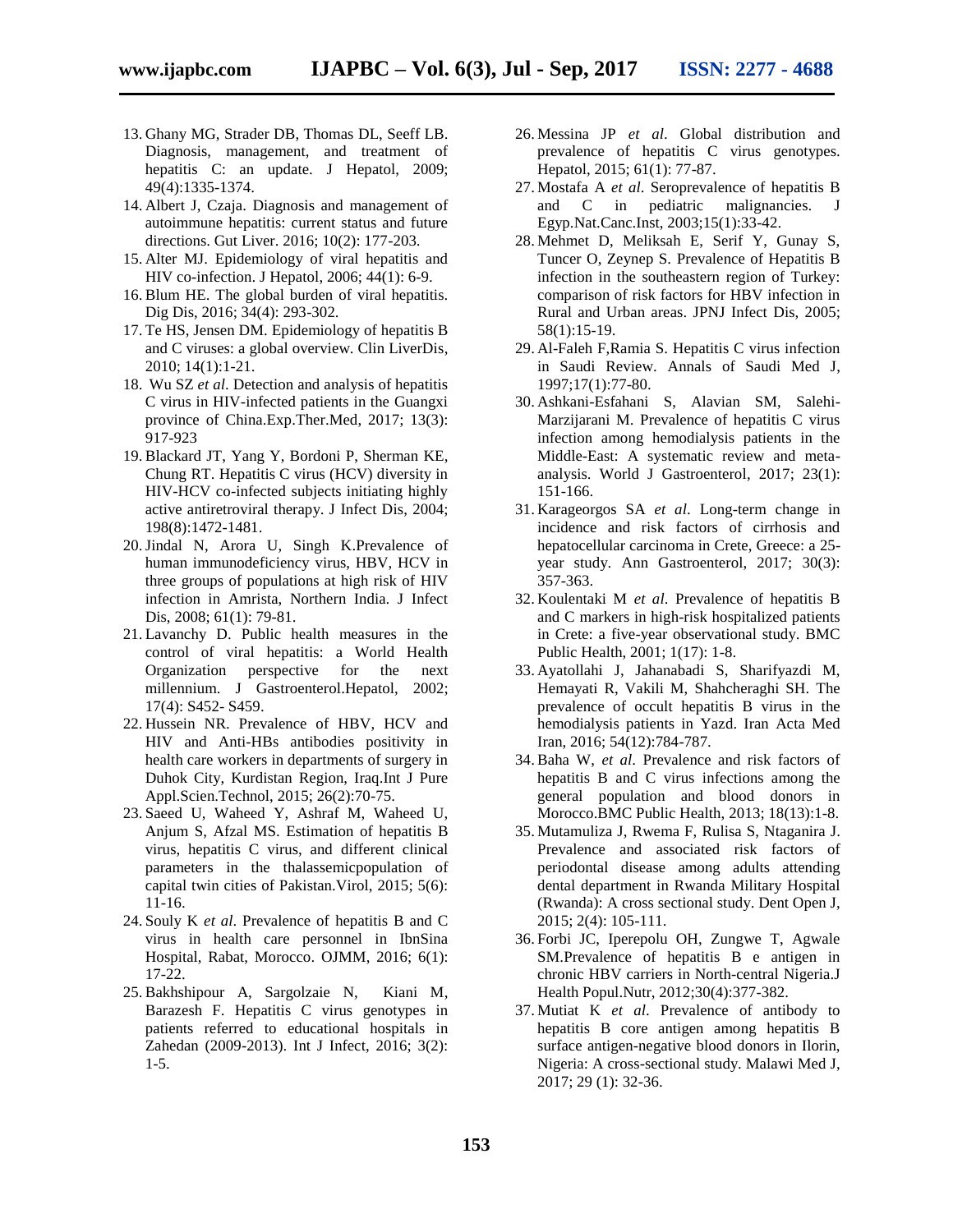13. Ghany MG, Strader DB, Thomas DL, Seeff LB. Diagnosis, management, and treatment of hepatitis C: an update. J Hepatol, 2009; 49(4):1335-1374.
14. Albert J, Czaja. Diagnosis and management of autoimmune hepatitis: current status and future directions. Gut Liver. 2016; 10(2): 177-203.
15. Alter MJ. Epidemiology of viral hepatitis and HIV co-infection. J Hepatol, 2006; 44(1): 6-9.
16. Blum HE. The global burden of viral hepatitis. Dig Dis, 2016; 34(4): 293-302.
17. Te HS, Jensen DM. Epidemiology of hepatitis B and C viruses: a global overview. Clin LiverDis, 2010; 14(1):1-21.
18. Wu SZ *et al*. Detection and analysis of hepatitis C virus in HIV-infected patients in the Guangxi province of China.Exp.Ther.Med, 2017; 13(3): 917-923
19. Blackard JT, Yang Y, Bordoni P, Sherman KE, Chung RT. Hepatitis C virus (HCV) diversity in HIV-HCV co-infected subjects initiating highly active antiretroviral therapy. J Infect Dis, 2004; 198(8):1472-1481.
20. Jindal N, Arora U, Singh K.Prevalence of human immunodeficiency virus, HBV, HCV in three groups of populations at high risk of HIV infection in Amrista, Northern India. J Infect Dis, 2008; 61(1): 79-81.
21. Lavanchy D. Public health measures in the control of viral hepatitis: a World Health Organization perspective for the next millennium. J Gastroenterol.Hepatol, 2002; 17(4): S452- S459.
22. Hussein NR. Prevalence of HBV, HCV and HIV and Anti-HBs antibodies positivity in health care workers in departments of surgery in Duhok City, Kurdistan Region, Iraq.Int J Pure Appl.Scien.Technol, 2015; 26(2):70-75.
23. Saeed U, Waheed Y, Ashraf M, Waheed U, Anjum S, Afzal MS. Estimation of hepatitis B virus, hepatitis C virus, and different clinical parameters in the thalassemicpopulation of capital twin cities of Pakistan.Virol, 2015; 5(6): 11-16.
24. Souly K *et al*. Prevalence of hepatitis B and C virus in health care personnel in IbnSina Hospital, Rabat, Morocco. OJMM, 2016; 6(1): 17-22.
25. Bakhshipour A, Sargolzaie N, Kiani M, Barazesh F. Hepatitis C virus genotypes in patients referred to educational hospitals in Zahedan (2009-2013). Int J Infect, 2016; 3(2): 1-5.
26. Messina JP *et al*. Global distribution and prevalence of hepatitis C virus genotypes. Hepatol, 2015; 61(1): 77-87.
27. Mostafa A *et al*. Seroprevalence of hepatitis B and C in pediatric malignancies. J Egyp.Nat.Canc.Inst, 2003;15(1):33-42.
28. Mehmet D, Meliksah E, Serif Y, Gunay S, Tuncer O, Zeynep S. Prevalence of Hepatitis B infection in the southeastern region of Turkey: comparison of risk factors for HBV infection in Rural and Urban areas. JPNJ Infect Dis, 2005; 58(1):15-19.
29. Al-Faleh F,Ramia S. Hepatitis C virus infection in Saudi Review. Annals of Saudi Med J, 1997;17(1):77-80.
30. Ashkani-Esfahani S, Alavian SM, Salehi-Marzijarani M. Prevalence of hepatitis C virus infection among hemodialysis patients in the Middle-East: A systematic review and meta-analysis. World J Gastroenterol, 2017; 23(1): 151-166.
31. Karageorgos SA *et al*. Long-term change in incidence and risk factors of cirrhosis and hepatocellular carcinoma in Crete, Greece: a 25-year study. Ann Gastroenterol, 2017; 30(3): 357-363.
32. Koulentaki M *et al*. Prevalence of hepatitis B and C markers in high-risk hospitalized patients in Crete: a five-year observational study. BMC Public Health, 2001; 1(17): 1-8.
33. Ayatollahi J, Jahanabadi S, Sharifyazdi M, Hemayati R, Vakili M, Shahcheraghi SH. The prevalence of occult hepatitis B virus in the hemodialysis patients in Yazd. Iran Acta Med Iran, 2016; 54(12):784-787.
34. Baha W, *et al*. Prevalence and risk factors of hepatitis B and C virus infections among the general population and blood donors in Morocco.BMC Public Health, 2013; 18(13):1-8.
35. Mutamuliza J, Rwema F, Rulisa S, Ntaganira J. Prevalence and associated risk factors of periodontal disease among adults attending dental department in Rwanda Military Hospital (Rwanda): A cross sectional study. Dent Open J, 2015; 2(4): 105-111.
36. Forbi JC, Iperepolu OH, Zungwe T, Agwale SM.Prevalence of hepatitis B e antigen in chronic HBV carriers in North-central Nigeria.J Health Popul.Nutr, 2012;30(4):377-382.
37. Mutiat K *et al*. Prevalence of antibody to hepatitis B core antigen among hepatitis B surface antigen-negative blood donors in Ilorin, Nigeria: A cross-sectional study. Malawi Med J, 2017; 29 (1): 32-36.